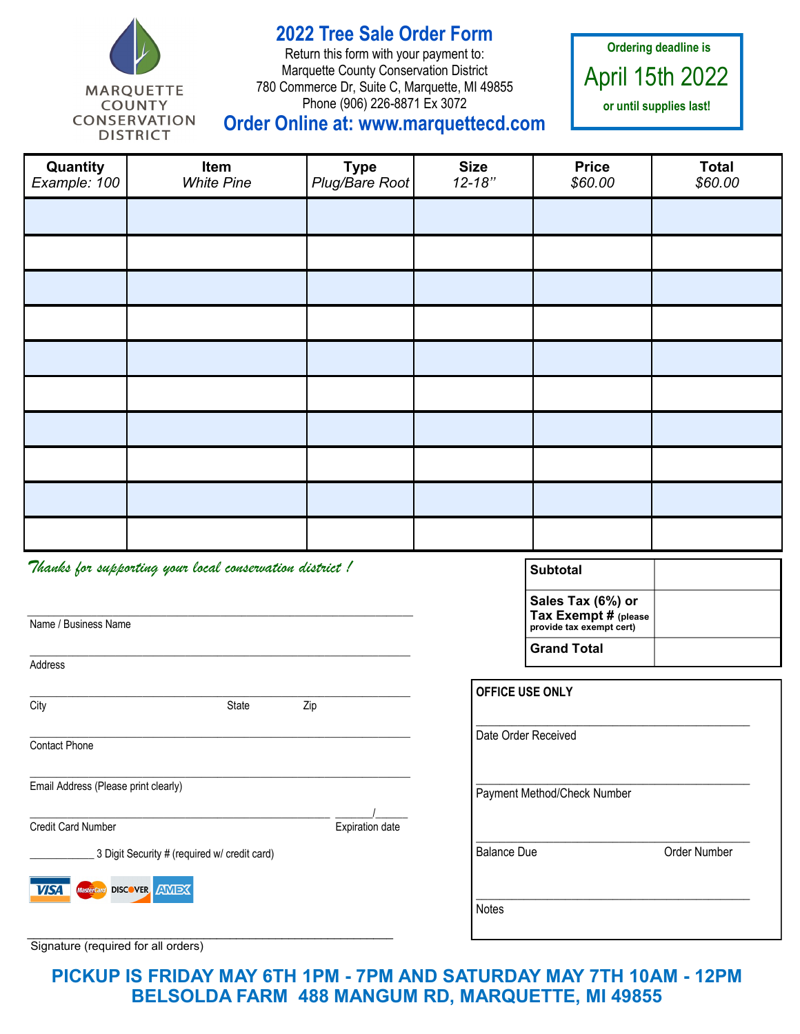MARQUETTE COUNTY CONSERVATION DISTRICT

# 2022 Tree Sale Order Form

Return this form with your payment to:
Marquette County Conservation District
780 Commerce Dr, Suite C, Marquette, MI 49855
Phone (906) 226-8871 Ex 3072

**Order Online at: www.marquettecd.com**

**Ordering deadline is**
**April 15th 2022**
**or until supplies last!**

| Quantity<br>*Example: 100* | Item<br>*White Pine* | Type<br>*Plug/Bare Root* | Size<br>*12-18''* | Price<br>*$60.00* | Total<br>*$60.00* |
|---|---|---|---|---|---|
| | | | | | |
| | | | | | |
| | | | | | |
| | | | | | |
| | | | | | |
| | | | | | |
| | | | | | |
| | | | | | |
| | | | | | |
| | | | | | |

*Thanks for supporting your local conservation district !*

| | |
|---|---|
| **Subtotal** | |
| **Sales Tax (6%) or Tax Exempt #** (please provide tax exempt cert) | |
| **Grand Total** | |

______________________________
Name / Business Name

______________________________
Address

______________________________
City State Zip

______________________________
Contact Phone

______________________________
Email Address (Please print clearly)

______________________________ ______/______
Credit Card Number Expiration date

____________ 3 Digit Security # (required w/ credit card)

VISA MasterCard DISCOVER AMEX

______________________________
Signature (required for all orders)

**OFFICE USE ONLY**

______________________________
Date Order Received

______________________________
Payment Method/Check Number

______________________________
Balance Due Order Number

______________________________
Notes

**PICKUP IS FRIDAY MAY 6TH 1PM - 7PM AND SATURDAY MAY 7TH 10AM - 12PM**
**BELSOLDA FARM 488 MANGUM RD, MARQUETTE, MI 49855**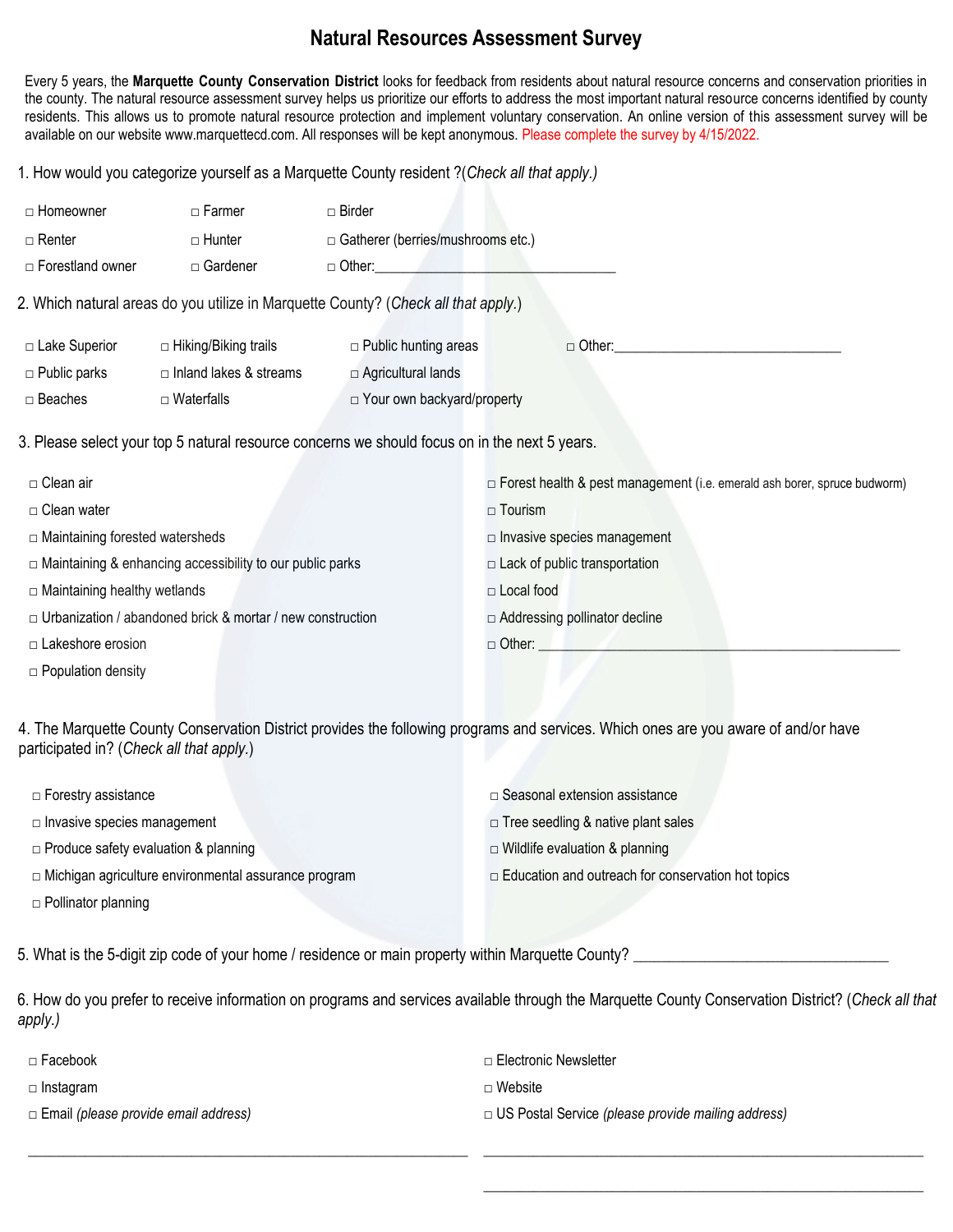# Natural Resources Assessment Survey

Every 5 years, the **Marquette County Conservation District** looks for feedback from residents about natural resource concerns and conservation priorities in the county. The natural resource assessment survey helps us prioritize our efforts to address the most important natural resource concerns identified by county residents. This allows us to promote natural resource protection and implement voluntary conservation. An online version of this assessment survey will be available on our website www.marquettecd.com. All responses will be kept anonymous. Please complete the survey by 4/15/2022.

1. How would you categorize yourself as a Marquette County resident ?(*Check all that apply.)*

- □ Homeowner
- □ Renter
- □ Forestland owner
- □ Farmer
- □ Hunter
- □ Gardener
- □ Birder
- □ Gatherer (berries/mushrooms etc.)
- □ Other:_________________________________

2. Which natural areas do you utilize in Marquette County? (*Check all that apply.*)

- □ Lake Superior
- □ Public parks
- □ Beaches
- □ Hiking/Biking trails
- □ Inland lakes & streams
- □ Waterfalls
- □ Public hunting areas
- □ Agricultural lands
- □ Your own backyard/property
- □ Other:______________________________

3. Please select your top 5 natural resource concerns we should focus on in the next 5 years.

- □ Clean air
- □ Clean water
- □ Maintaining forested watersheds
- □ Maintaining & enhancing accessibility to our public parks
- □ Maintaining healthy wetlands
- □ Urbanization / abandoned brick & mortar / new construction
- □ Lakeshore erosion
- □ Population density
- □ Forest health & pest management (i.e. emerald ash borer, spruce budworm)
- □ Tourism
- □ Invasive species management
- □ Lack of public transportation
- □ Local food
- □ Addressing pollinator decline
- □ Other: ______________________________________________

4. The Marquette County Conservation District provides the following programs and services. Which ones are you aware of and/or have participated in? (*Check all that apply.*)

- □ Forestry assistance
- □ Invasive species management
- □ Produce safety evaluation & planning
- □ Michigan agriculture environmental assurance program
- □ Pollinator planning
- □ Seasonal extension assistance
- □ Tree seedling & native plant sales
- □ Wildlife evaluation & planning
- □ Education and outreach for conservation hot topics

5. What is the 5-digit zip code of your home / residence or main property within Marquette County? ________________________________

6. How do you prefer to receive information on programs and services available through the Marquette County Conservation District? (*Check all that apply.)*

- □ Facebook
- □ Instagram
- □ Email *(please provide email address)*
- □ Electronic Newsletter
- □ Website
- □ US Postal Service *(please provide mailing address)*

_____________________________________________________________

_____________________________________________________________

_____________________________________________________________